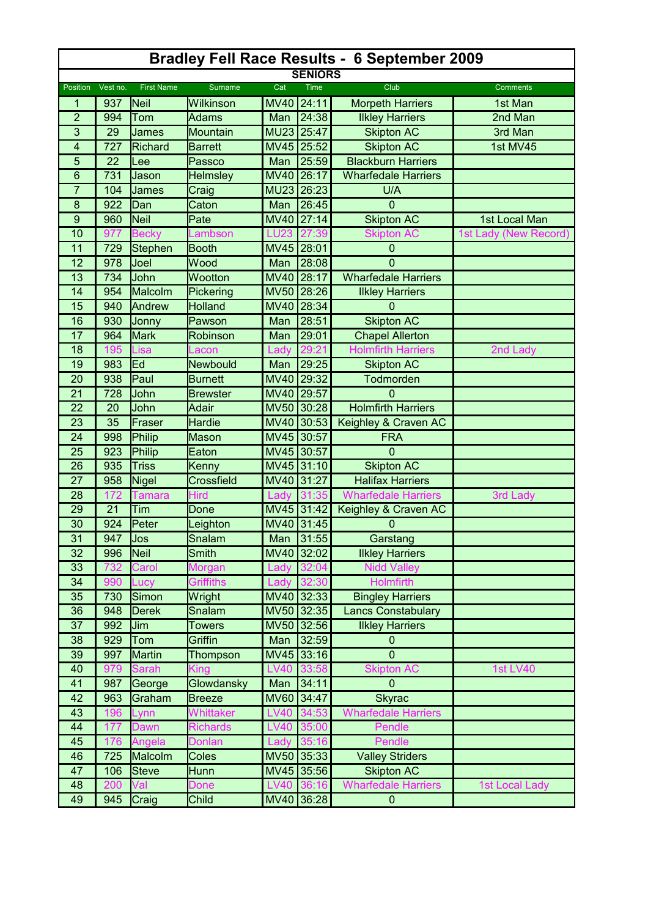# Bradley Fell Race Results - 6 September 2009

## SENIORS

| Position | Vest no. | First Name | Surname | Cat | Time | Club | Comments |
|---|---|---|---|---|---|---|---|
| 1 | 937 | Neil | Wilkinson | MV40 | 24:11 | Morpeth Harriers | 1st Man |
| 2 | 994 | Tom | Adams | Man | 24:38 | Ilkley Harriers | 2nd Man |
| 3 | 29 | James | Mountain | MU23 | 25:47 | Skipton AC | 3rd Man |
| 4 | 727 | Richard | Barrett | MV45 | 25:52 | Skipton AC | 1st MV45 |
| 5 | 22 | Lee | Passco | Man | 25:59 | Blackburn Harriers | |
| 6 | 731 | Jason | Helmsley | MV40 | 26:17 | Wharfedale Harriers | |
| 7 | 104 | James | Craig | MU23 | 26:23 | U/A | |
| 8 | 922 | Dan | Caton | Man | 26:45 | 0 | |
| 9 | 960 | Neil | Pate | MV40 | 27:14 | Skipton AC | 1st Local Man |
| 10 | 977 | Becky | Lambson | LU23 | 27:39 | Skipton AC | 1st Lady (New Record) |
| 11 | 729 | Stephen | Booth | MV45 | 28:01 | 0 | |
| 12 | 978 | Joel | Wood | Man | 28:08 | 0 | |
| 13 | 734 | John | Wootton | MV40 | 28:17 | Wharfedale Harriers | |
| 14 | 954 | Malcolm | Pickering | MV50 | 28:26 | Ilkley Harriers | |
| 15 | 940 | Andrew | Holland | MV40 | 28:34 | 0 | |
| 16 | 930 | Jonny | Pawson | Man | 28:51 | Skipton AC | |
| 17 | 964 | Mark | Robinson | Man | 29:01 | Chapel Allerton | |
| 18 | 195 | Lisa | Lacon | Lady | 29:21 | Holmfirth Harriers | 2nd Lady |
| 19 | 983 | Ed | Newbould | Man | 29:25 | Skipton AC | |
| 20 | 938 | Paul | Burnett | MV40 | 29:32 | Todmorden | |
| 21 | 728 | John | Brewster | MV40 | 29:57 | 0 | |
| 22 | 20 | John | Adair | MV50 | 30:28 | Holmfirth Harriers | |
| 23 | 35 | Fraser | Hardie | MV40 | 30:53 | Keighley & Craven AC | |
| 24 | 998 | Philip | Mason | MV45 | 30:57 | FRA | |
| 25 | 923 | Philip | Eaton | MV45 | 30:57 | 0 | |
| 26 | 935 | Triss | Kenny | MV45 | 31:10 | Skipton AC | |
| 27 | 958 | Nigel | Crossfield | MV40 | 31:27 | Halifax Harriers | |
| 28 | 172 | Tamara | Hird | Lady | 31:35 | Wharfedale Harriers | 3rd Lady |
| 29 | 21 | Tim | Done | MV45 | 31:42 | Keighley & Craven AC | |
| 30 | 924 | Peter | Leighton | MV40 | 31:45 | 0 | |
| 31 | 947 | Jos | Snalam | Man | 31:55 | Garstang | |
| 32 | 996 | Neil | Smith | MV40 | 32:02 | Ilkley Harriers | |
| 33 | 732 | Carol | Morgan | Lady | 32:04 | Nidd Valley | |
| 34 | 990 | Lucy | Griffiths | Lady | 32:30 | Holmfirth | |
| 35 | 730 | Simon | Wright | MV40 | 32:33 | Bingley Harriers | |
| 36 | 948 | Derek | Snalam | MV50 | 32:35 | Lancs Constabulary | |
| 37 | 992 | Jim | Towers | MV50 | 32:56 | Ilkley Harriers | |
| 38 | 929 | Tom | Griffin | Man | 32:59 | 0 | |
| 39 | 997 | Martin | Thompson | MV45 | 33:16 | 0 | |
| 40 | 979 | Sarah | King | LV40 | 33:58 | Skipton AC | 1st LV40 |
| 41 | 987 | George | Glowdansky | Man | 34:11 | 0 | |
| 42 | 963 | Graham | Breeze | MV60 | 34:47 | Skyrac | |
| 43 | 196 | Lynn | Whittaker | LV40 | 34:53 | Wharfedale Harriers | |
| 44 | 177 | Dawn | Richards | LV40 | 35:00 | Pendle | |
| 45 | 176 | Angela | Donlan | Lady | 35:16 | Pendle | |
| 46 | 725 | Malcolm | Coles | MV50 | 35:33 | Valley Striders | |
| 47 | 106 | Steve | Hunn | MV45 | 35:56 | Skipton AC | |
| 48 | 200 | Val | Done | LV40 | 36:16 | Wharfedale Harriers | 1st Local Lady |
| 49 | 945 | Craig | Child | MV40 | 36:28 | 0 | |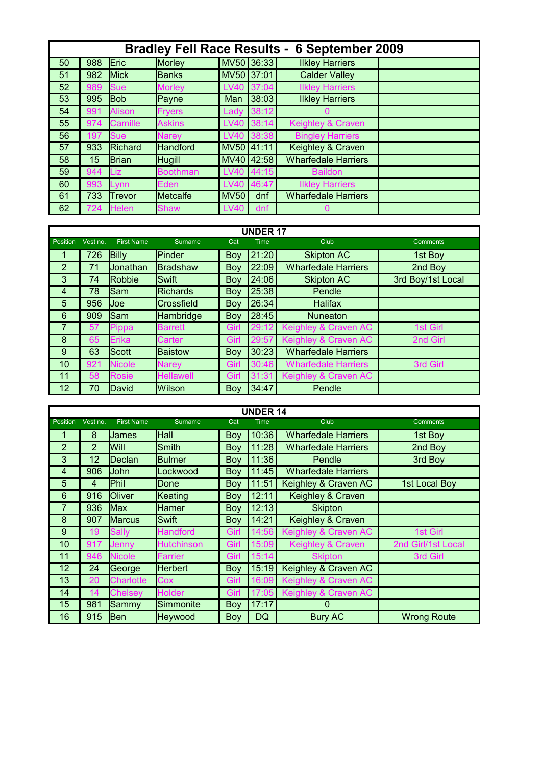# Bradley Fell Race Results - 6 September 2009

| | | | | | | | |
|---|---|---|---|---|---|---|---|
| 50 | 988 | Eric | Morley | MV50 | 36:33 | Ilkley Harriers | |
| 51 | 982 | Mick | Banks | MV50 | 37:01 | Calder Valley | |
| 52 | 989 | Sue | Morley | LV40 | 37:04 | Ilkley Harriers | |
| 53 | 995 | Bob | Payne | Man | 38:03 | Ilkley Harriers | |
| 54 | 991 | Alison | Fryers | Lady | 38:12 | 0 | |
| 55 | 974 | Camille | Askins | LV40 | 38:14 | Keighley & Craven | |
| 56 | 197 | Sue | Narey | LV40 | 38:38 | Bingley Harriers | |
| 57 | 933 | Richard | Handford | MV50 | 41:11 | Keighley & Craven | |
| 58 | 15 | Brian | Hugill | MV40 | 42:58 | Wharfedale Harriers | |
| 59 | 944 | Liz | Boothman | LV40 | 44:15 | Baildon | |
| 60 | 993 | Lynn | Eden | LV40 | 46:47 | Ilkley Harriers | |
| 61 | 733 | Trevor | Metcalfe | MV50 | dnf | Wharfedale Harriers | |
| 62 | 724 | Helen | Shaw | LV40 | dnf | 0 | |

## UNDER 17

| Position | Vest no. | First Name | Surname | Cat | Time | Club | Comments |
|---|---|---|---|---|---|---|---|
| 1 | 726 | Billy | Pinder | Boy | 21:20 | Skipton AC | 1st Boy |
| 2 | 71 | Jonathan | Bradshaw | Boy | 22:09 | Wharfedale Harriers | 2nd Boy |
| 3 | 74 | Robbie | Swift | Boy | 24:06 | Skipton AC | 3rd Boy/1st Local |
| 4 | 78 | Sam | Richards | Boy | 25:38 | Pendle | |
| 5 | 956 | Joe | Crossfield | Boy | 26:34 | Halifax | |
| 6 | 909 | Sam | Hambridge | Boy | 28:45 | Nuneaton | |
| 7 | 57 | Pippa | Barrett | Girl | 29:12 | Keighley & Craven AC | 1st Girl |
| 8 | 65 | Erika | Carter | Girl | 29:57 | Keighley & Craven AC | 2nd Girl |
| 9 | 63 | Scott | Baistow | Boy | 30:23 | Wharfedale Harriers | |
| 10 | 921 | Nicole | Narey | Girl | 30:46 | Wharfedale Harriers | 3rd Girl |
| 11 | 58 | Rosie | Hellawell | Girl | 31:31 | Keighley & Craven AC | |
| 12 | 70 | David | Wilson | Boy | 34:47 | Pendle | |

## UNDER 14

| Position | Vest no. | First Name | Surname | Cat | Time | Club | Comments |
|---|---|---|---|---|---|---|---|
| 1 | 8 | James | Hall | Boy | 10:36 | Wharfedale Harriers | 1st Boy |
| 2 | 2 | Will | Smith | Boy | 11:28 | Wharfedale Harriers | 2nd Boy |
| 3 | 12 | Declan | Bulmer | Boy | 11:36 | Pendle | 3rd Boy |
| 4 | 906 | John | Lockwood | Boy | 11:45 | Wharfedale Harriers | |
| 5 | 4 | Phil | Done | Boy | 11:51 | Keighley & Craven AC | 1st Local Boy |
| 6 | 916 | Oliver | Keating | Boy | 12:11 | Keighley & Craven | |
| 7 | 936 | Max | Hamer | Boy | 12:13 | Skipton | |
| 8 | 907 | Marcus | Swift | Boy | 14:21 | Keighley & Craven | |
| 9 | 19 | Sally | Handford | Girl | 14:56 | Keighley & Craven AC | 1st Girl |
| 10 | 917 | Jenny | Hutchinson | Girl | 15:09 | Keighley & Craven | 2nd Girl/1st Local |
| 11 | 946 | Nicole | Farrier | Girl | 15:14 | Skipton | 3rd Girl |
| 12 | 24 | George | Herbert | Boy | 15:19 | Keighley & Craven AC | |
| 13 | 20 | Charlotte | Cox | Girl | 16:09 | Keighley & Craven AC | |
| 14 | 14 | Chelsey | Holder | Girl | 17:05 | Keighley & Craven AC | |
| 15 | 981 | Sammy | Simmonite | Boy | 17:17 | 0 | |
| 16 | 915 | Ben | Heywood | Boy | DQ | Bury AC | Wrong Route |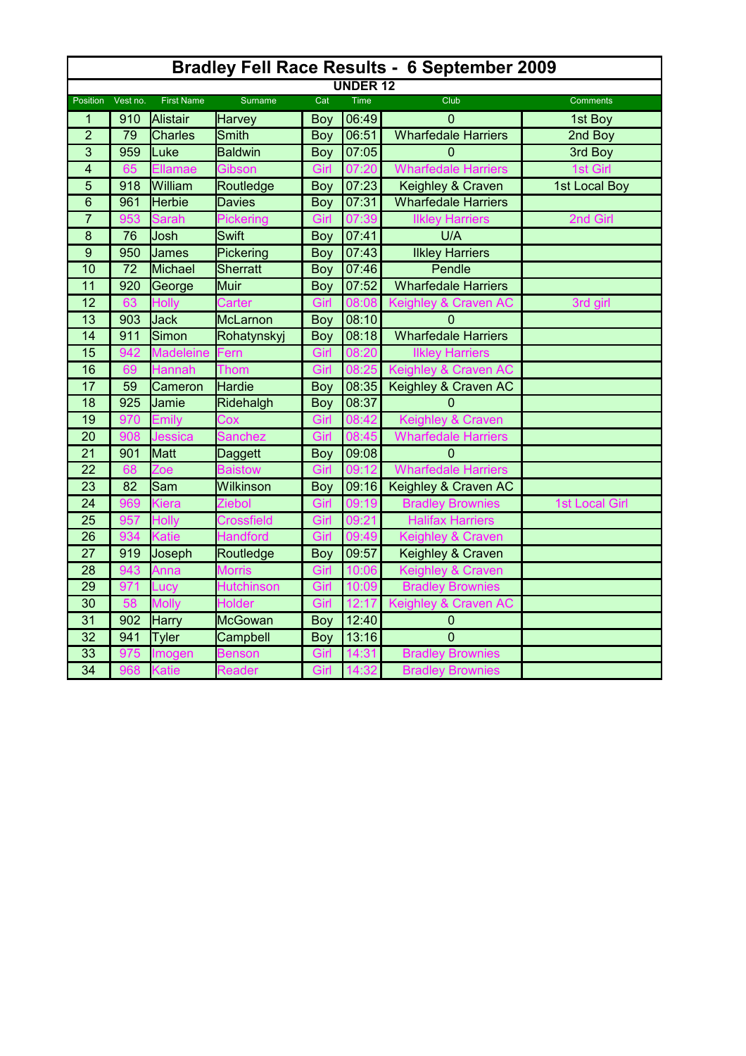# Bradley Fell Race Results - 6 September 2009

## UNDER 12

| Position | Vest no. | First Name | Surname | Cat | Time | Club | Comments |
|---|---|---|---|---|---|---|---|
| 1 | 910 | Alistair | Harvey | Boy | 06:49 | 0 | 1st Boy |
| 2 | 79 | Charles | Smith | Boy | 06:51 | Wharfedale Harriers | 2nd Boy |
| 3 | 959 | Luke | Baldwin | Boy | 07:05 | 0 | 3rd Boy |
| 4 | 65 | Ellamae | Gibson | Girl | 07:20 | Wharfedale Harriers | 1st Girl |
| 5 | 918 | William | Routledge | Boy | 07:23 | Keighley & Craven | 1st Local Boy |
| 6 | 961 | Herbie | Davies | Boy | 07:31 | Wharfedale Harriers | |
| 7 | 953 | Sarah | Pickering | Girl | 07:39 | Ilkley Harriers | 2nd Girl |
| 8 | 76 | Josh | Swift | Boy | 07:41 | U/A | |
| 9 | 950 | James | Pickering | Boy | 07:43 | Ilkley Harriers | |
| 10 | 72 | Michael | Sherratt | Boy | 07:46 | Pendle | |
| 11 | 920 | George | Muir | Boy | 07:52 | Wharfedale Harriers | |
| 12 | 63 | Holly | Carter | Girl | 08:08 | Keighley & Craven AC | 3rd girl |
| 13 | 903 | Jack | McLarnon | Boy | 08:10 | 0 | |
| 14 | 911 | Simon | Rohatynskyj | Boy | 08:18 | Wharfedale Harriers | |
| 15 | 942 | Madeleine | Fern | Girl | 08:20 | Ilkley Harriers | |
| 16 | 69 | Hannah | Thom | Girl | 08:25 | Keighley & Craven AC | |
| 17 | 59 | Cameron | Hardie | Boy | 08:35 | Keighley & Craven AC | |
| 18 | 925 | Jamie | Ridehalgh | Boy | 08:37 | 0 | |
| 19 | 970 | Emily | Cox | Girl | 08:42 | Keighley & Craven | |
| 20 | 908 | Jessica | Sanchez | Girl | 08:45 | Wharfedale Harriers | |
| 21 | 901 | Matt | Daggett | Boy | 09:08 | 0 | |
| 22 | 68 | Zoe | Baistow | Girl | 09:12 | Wharfedale Harriers | |
| 23 | 82 | Sam | Wilkinson | Boy | 09:16 | Keighley & Craven AC | |
| 24 | 969 | Kiera | Ziebol | Girl | 09:19 | Bradley Brownies | 1st Local Girl |
| 25 | 957 | Holly | Crossfield | Girl | 09:21 | Halifax Harriers | |
| 26 | 934 | Katie | Handford | Girl | 09:49 | Keighley & Craven | |
| 27 | 919 | Joseph | Routledge | Boy | 09:57 | Keighley & Craven | |
| 28 | 943 | Anna | Morris | Girl | 10:06 | Keighley & Craven | |
| 29 | 971 | Lucy | Hutchinson | Girl | 10:09 | Bradley Brownies | |
| 30 | 58 | Molly | Holder | Girl | 12:17 | Keighley & Craven AC | |
| 31 | 902 | Harry | McGowan | Boy | 12:40 | 0 | |
| 32 | 941 | Tyler | Campbell | Boy | 13:16 | 0 | |
| 33 | 975 | Imogen | Benson | Girl | 14:31 | Bradley Brownies | |
| 34 | 968 | Katie | Reader | Girl | 14:32 | Bradley Brownies | |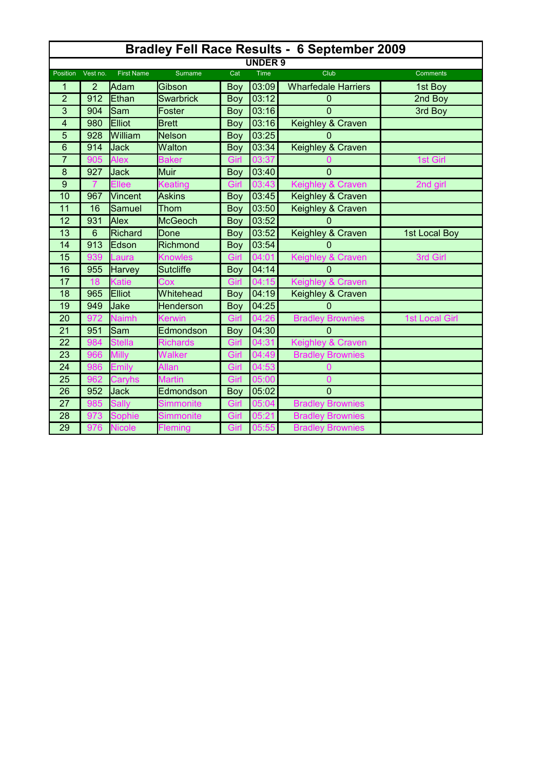# Bradley Fell Race Results - 6 September 2009

## UNDER 9

| Position | Vest no. | First Name | Surname | Cat | Time | Club | Comments |
|---|---|---|---|---|---|---|---|
| 1 | 2 | Adam | Gibson | Boy | 03:09 | Wharfedale Harriers | 1st Boy |
| 2 | 912 | Ethan | Swarbrick | Boy | 03:12 | 0 | 2nd Boy |
| 3 | 904 | Sam | Foster | Boy | 03:16 | 0 | 3rd Boy |
| 4 | 980 | Elliot | Brett | Boy | 03:16 | Keighley & Craven | |
| 5 | 928 | William | Nelson | Boy | 03:25 | 0 | |
| 6 | 914 | Jack | Walton | Boy | 03:34 | Keighley & Craven | |
| 7 | 905 | Alex | Baker | Girl | 03:37 | 0 | 1st Girl |
| 8 | 927 | Jack | Muir | Boy | 03:40 | 0 | |
| 9 | 7 | Ellee | Keating | Girl | 03:43 | Keighley & Craven | 2nd girl |
| 10 | 967 | Vincent | Askins | Boy | 03:45 | Keighley & Craven | |
| 11 | 16 | Samuel | Thom | Boy | 03:50 | Keighley & Craven | |
| 12 | 931 | Alex | McGeoch | Boy | 03:52 | 0 | |
| 13 | 6 | Richard | Done | Boy | 03:52 | Keighley & Craven | 1st Local Boy |
| 14 | 913 | Edson | Richmond | Boy | 03:54 | 0 | |
| 15 | 939 | Laura | Knowles | Girl | 04:01 | Keighley & Craven | 3rd Girl |
| 16 | 955 | Harvey | Sutcliffe | Boy | 04:14 | 0 | |
| 17 | 18 | Katie | Cox | Girl | 04:15 | Keighley & Craven | |
| 18 | 965 | Elliot | Whitehead | Boy | 04:19 | Keighley & Craven | |
| 19 | 949 | Jake | Henderson | Boy | 04:25 | 0 | |
| 20 | 972 | Naimh | Kerwin | Girl | 04:26 | Bradley Brownies | 1st Local Girl |
| 21 | 951 | Sam | Edmondson | Boy | 04:30 | 0 | |
| 22 | 984 | Stella | Richards | Girl | 04:31 | Keighley & Craven | |
| 23 | 966 | Milly | Walker | Girl | 04:49 | Bradley Brownies | |
| 24 | 986 | Emily | Allan | Girl | 04:53 | 0 | |
| 25 | 962 | Caryhs | Martin | Girl | 05:00 | 0 | |
| 26 | 952 | Jack | Edmondson | Boy | 05:02 | 0 | |
| 27 | 985 | Sally | Simmonite | Girl | 05:04 | Bradley Brownies | |
| 28 | 973 | Sophie | Simmonite | Girl | 05:21 | Bradley Brownies | |
| 29 | 976 | Nicole | Fleming | Girl | 05:55 | Bradley Brownies | |